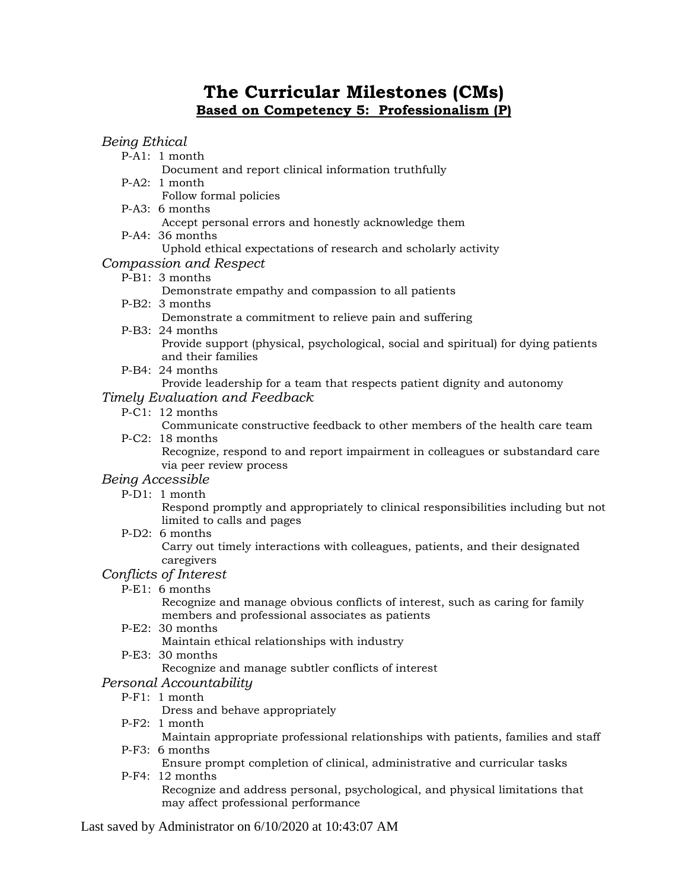# The Curricular Milestones (CMs)

## **Based on Competency 5: Professionalism (P)**

*Being Ethical*

- P-A1: 1 month
  Document and report clinical information truthfully
- P-A2: 1 month
  Follow formal policies
- P-A3: 6 months
  Accept personal errors and honestly acknowledge them
- P-A4: 36 months
  Uphold ethical expectations of research and scholarly activity

*Compassion and Respect*

- P-B1: 3 months
  Demonstrate empathy and compassion to all patients
- P-B2: 3 months
  Demonstrate a commitment to relieve pain and suffering
- P-B3: 24 months
  Provide support (physical, psychological, social and spiritual) for dying patients and their families
- P-B4: 24 months
  Provide leadership for a team that respects patient dignity and autonomy

*Timely Evaluation and Feedback*

- P-C1: 12 months
  Communicate constructive feedback to other members of the health care team
- P-C2: 18 months
  Recognize, respond to and report impairment in colleagues or substandard care via peer review process

*Being Accessible*

- P-D1: 1 month
  Respond promptly and appropriately to clinical responsibilities including but not limited to calls and pages
- P-D2: 6 months
  Carry out timely interactions with colleagues, patients, and their designated caregivers

*Conflicts of Interest*

- P-E1: 6 months
  Recognize and manage obvious conflicts of interest, such as caring for family members and professional associates as patients
- P-E2: 30 months
  Maintain ethical relationships with industry
- P-E3: 30 months
  Recognize and manage subtler conflicts of interest

*Personal Accountability*

- P-F1: 1 month
  Dress and behave appropriately
- P-F2: 1 month
  Maintain appropriate professional relationships with patients, families and staff
- P-F3: 6 months
  Ensure prompt completion of clinical, administrative and curricular tasks
- P-F4: 12 months
  Recognize and address personal, psychological, and physical limitations that may affect professional performance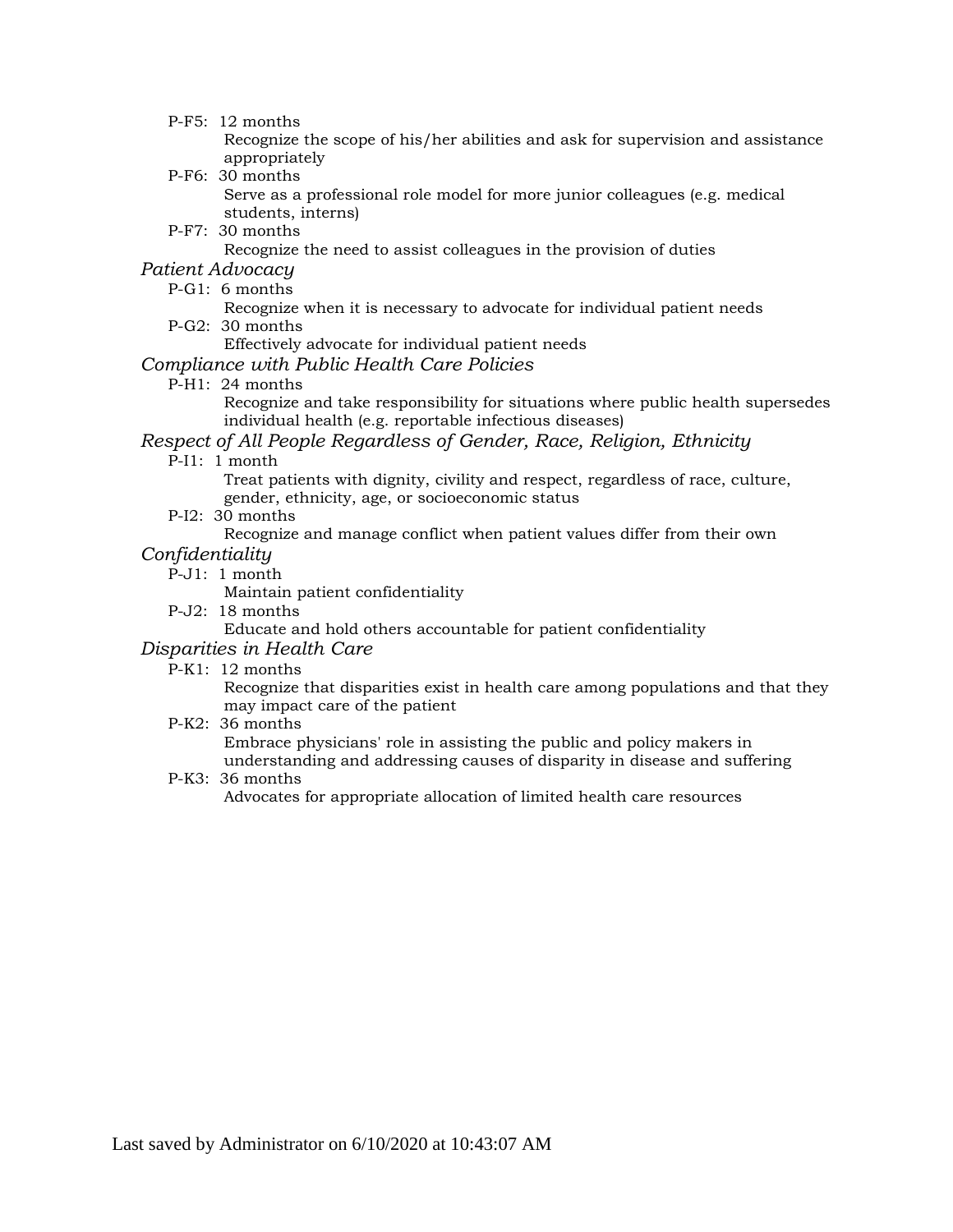- P-F5: 12 months
  - Recognize the scope of his/her abilities and ask for supervision and assistance appropriately
- P-F6: 30 months
  - Serve as a professional role model for more junior colleagues (e.g. medical students, interns)
- P-F7: 30 months
  - Recognize the need to assist colleagues in the provision of duties

*Patient Advocacy*

- P-G1: 6 months
  - Recognize when it is necessary to advocate for individual patient needs
- P-G2: 30 months
  - Effectively advocate for individual patient needs

*Compliance with Public Health Care Policies*

- P-H1: 24 months
  - Recognize and take responsibility for situations where public health supersedes individual health (e.g. reportable infectious diseases)

*Respect of All People Regardless of Gender, Race, Religion, Ethnicity*

- P-I1: 1 month
  - Treat patients with dignity, civility and respect, regardless of race, culture, gender, ethnicity, age, or socioeconomic status
- P-I2: 30 months
  - Recognize and manage conflict when patient values differ from their own

*Confidentiality*

- P-J1: 1 month
  - Maintain patient confidentiality
- P-J2: 18 months
  - Educate and hold others accountable for patient confidentiality

*Disparities in Health Care*

- P-K1: 12 months
  - Recognize that disparities exist in health care among populations and that they may impact care of the patient
- P-K2: 36 months
  - Embrace physicians' role in assisting the public and policy makers in understanding and addressing causes of disparity in disease and suffering
- P-K3: 36 months
  - Advocates for appropriate allocation of limited health care resources

Last saved by Administrator on 6/10/2020 at 10:43:07 AM